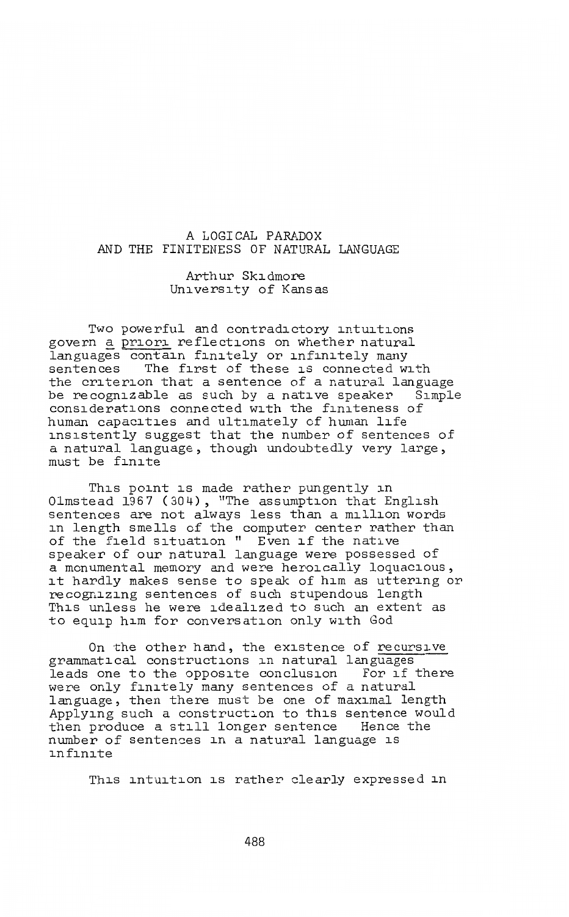# A LOGICAL PARADOX
# AND THE FINITENESS OF NATURAL LANGUAGE

Arthur Skidmore
University of Kansas

Two powerful and contradictory intuitions govern *a priori* reflections on whether natural languages contain finitely or infinitely many sentences The first of these is connected with the criterion that a sentence of a natural language be recognizable as such by a native speaker Simple considerations connected with the finiteness of human capacities and ultimately of human life insistently suggest that the number of sentences of a natural language, though undoubtedly very large, must be finite

This point is made rather pungently in Olmstead 1967 (304), "The assumption that English sentences are not always less than a million words in length smells of the computer center rather than of the field situation " Even if the native speaker of our natural language were possessed of a monumental memory and were heroically loquacious, it hardly makes sense to speak of him as uttering or recognizing sentences of such stupendous length This unless he were idealized to such an extent as to equip him for conversation only with God

On the other hand, the existence of *recursive* grammatical constructions in natural languages leads one to the opposite conclusion For if there were only finitely many sentences of a natural language, then there must be one of maximal length Applying such a construction to this sentence would then produce a still longer sentence Hence the number of sentences in a natural language is infinite

This intuition is rather clearly expressed in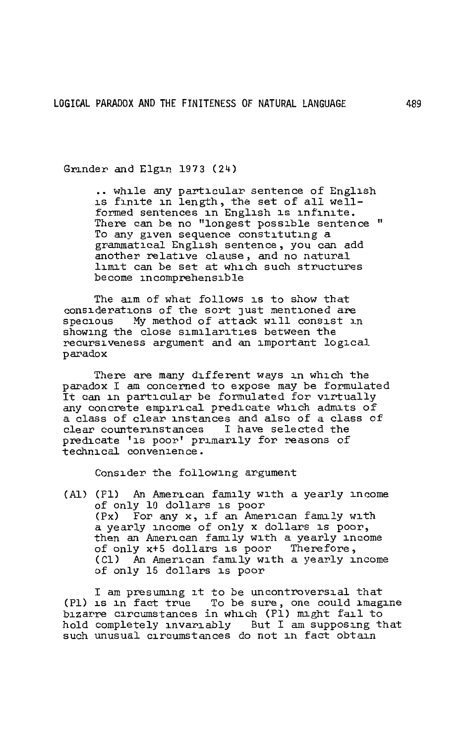Grinder and Elgin 1973 (24)

> .. while any particular sentence of English is finite in length, the set of all well-formed sentences in English is infinite. There can be no "longest possible sentence " To any given sequence constituting a grammatical English sentence, you can add another relative clause, and no natural limit can be set at which such structures become incomprehensible

The aim of what follows is to show that considerations of the sort just mentioned are specious My method of attack will consist in showing the close similarities between the recursiveness argument and an important logical paradox

There are many different ways in which the paradox I am concerned to expose may be formulated It can in particular be formulated for virtually any concrete empirical predicate which admits of a class of clear instances and also of a class of clear counterinstances I have selected the predicate 'is poor' primarily for reasons of technical convenience.

Consider the following argument

(A1) (P1) An American family with a yearly income of only 10 dollars is poor
(Px) For any x, if an American family with a yearly income of only x dollars is poor, then an American family with a yearly income of only x+5 dollars is poor Therefore,
(C1) An American family with a yearly income of only 15 dollars is poor

I am presuming it to be uncontroversial that (P1) is in fact true To be sure, one could imagine bizarre circumstances in which (P1) might fail to hold completely invariably But I am supposing that such unusual circumstances do not in fact obtain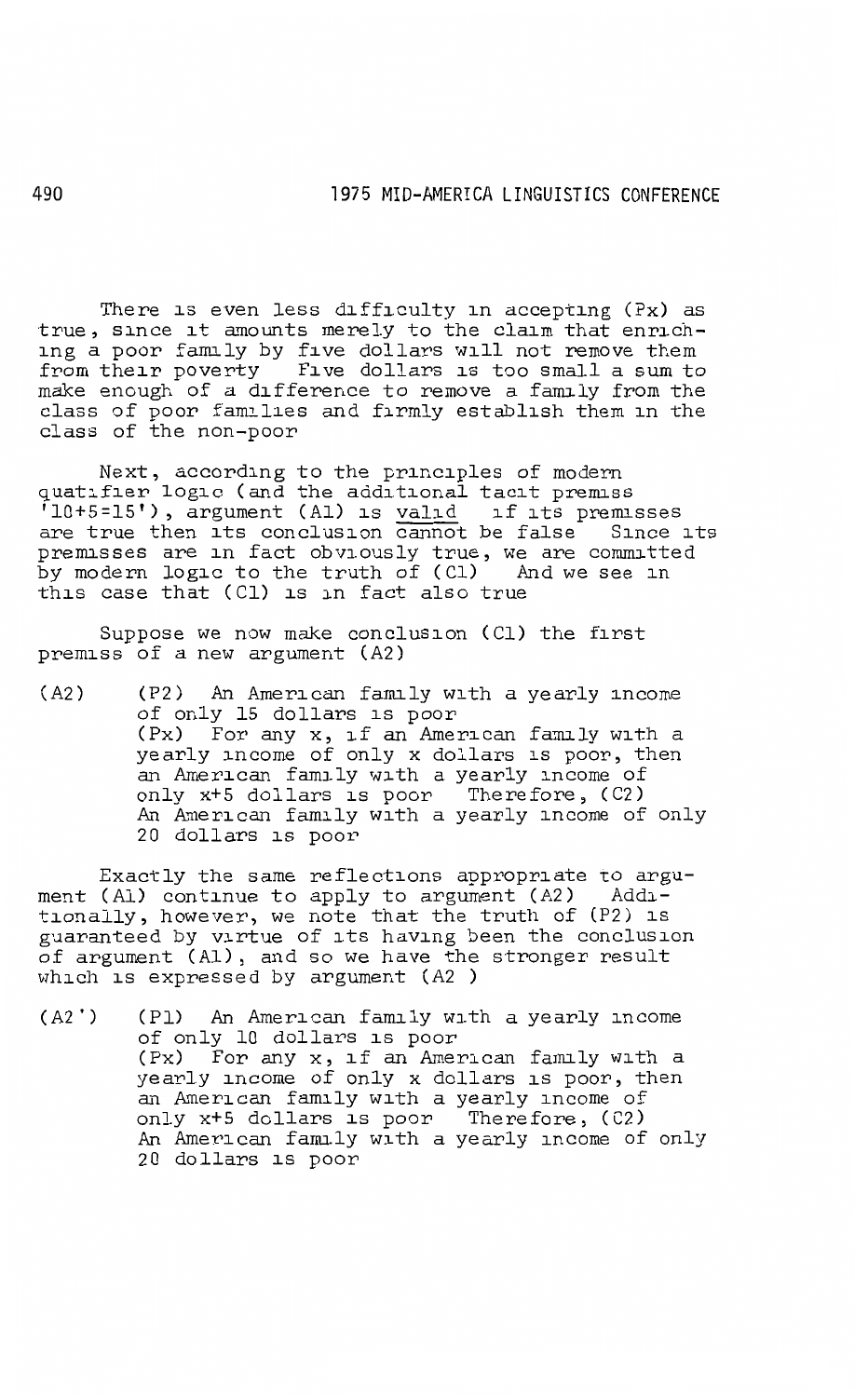There is even less difficulty in accepting (Px) as true, since it amounts merely to the claim that enriching a poor family by five dollars will not remove them from their poverty Five dollars is too small a sum to make enough of a difference to remove a family from the class of poor families and firmly establish them in the class of the non-poor

Next, according to the principles of modern quatifier logic (and the additional tacit premiss '10+5=15'), argument (A1) is <u>valid</u> if its premisses are true then its conclusion <u>cannot</u> be false Since its premisses are in fact obviously true, we are committed by modern logic to the truth of (C1) And we see in this case that (C1) is in fact also true

Suppose we now make conclusion (C1) the first premiss of a new argument (A2)

(A2) (P2) An American family with a yearly income of only 15 dollars is poor
(Px) For any x, if an American family with a yearly income of only x dollars is poor, then an American family with a yearly income of only x+5 dollars is poor Therefore, (C2) An American family with a yearly income of only 20 dollars is poor

Exactly the same reflections appropriate to argument (A1) continue to apply to argument (A2) Additionally, however, we note that the truth of (P2) is guaranteed by virtue of its having been the conclusion of argument (A1), and so we have the stronger result which is expressed by argument (A2 )

(A2') (P1) An American family with a yearly income of only 10 dollars is poor
(Px) For any x, if an American family with a yearly income of only x dollars is poor, then an American family with a yearly income of only x+5 dollars is poor Therefore, (C2) An American family with a yearly income of only 20 dollars is poor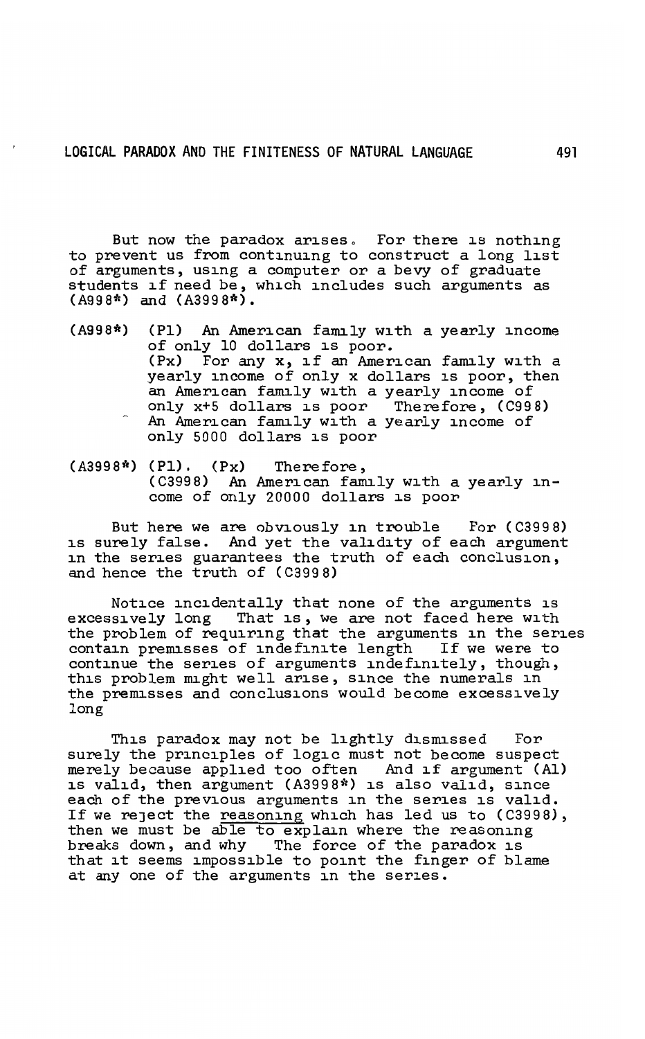But now the paradox arises. For there is nothing to prevent us from continuing to construct a long list of arguments, using a computer or a bevy of graduate students if need be, which includes such arguments as (A998*) and (A3998*).

(A998*) (P1) An American family with a yearly income of only 10 dollars is poor.
(Px) For any x, if an American family with a yearly income of only x dollars is poor, then an American family with a yearly income of only x+5 dollars is poor Therefore, (C998) An American family with a yearly income of only 5000 dollars is poor

(A3998*) (P1). (Px) Therefore,
(C3998) An American family with a yearly income of only 20000 dollars is poor

But here we are obviously in trouble For (C3998) is surely false. And yet the validity of each argument in the series guarantees the truth of each conclusion, and hence the truth of (C3998)

Notice incidentally that none of the arguments is excessively long That is, we are not faced here with the problem of requiring that the arguments in the series contain premisses of indefinite length If we were to continue the series of arguments indefinitely, though, this problem might well arise, since the numerals in the premisses and conclusions would become excessively long

This paradox may not be lightly dismissed For surely the principles of logic must not become suspect merely because applied too often And if argument (A1) is valid, then argument (A3998*) is also valid, since each of the previous arguments in the series is valid. If we reject the <u>reasoning</u> which has led us to (C3998), then we must be <u>able to explain</u> where the reasoning breaks down, and why The force of the paradox is that it seems impossible to point the finger of blame at any one of the arguments in the series.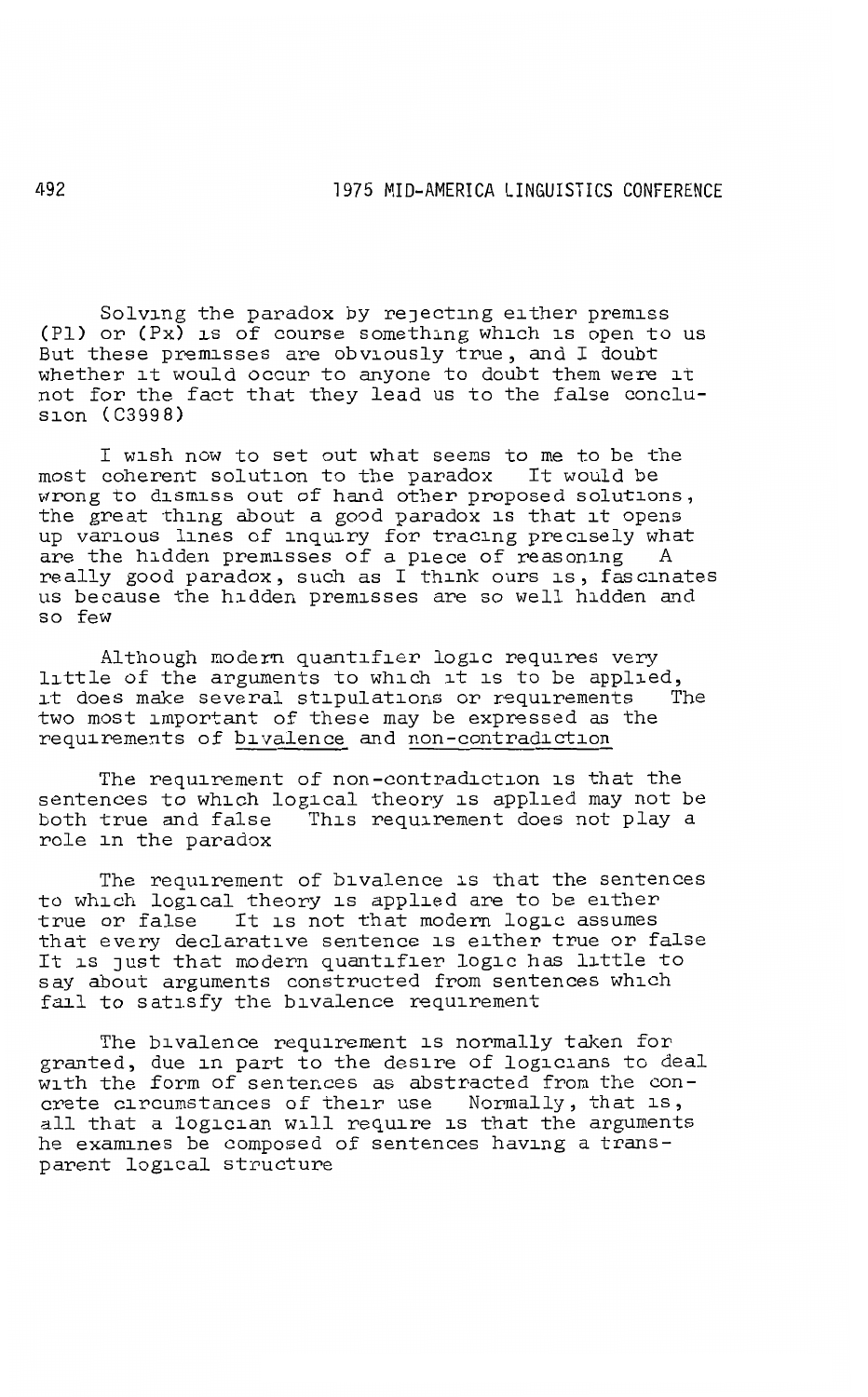Solving the paradox by rejecting either premiss (P1) or (Px) is of course something which is open to us But these premisses are obviously true, and I doubt whether it would occur to anyone to doubt them were it not for the fact that they lead us to the false conclusion (C3998)

I wish now to set out what seems to me to be the most coherent solution to the paradox It would be wrong to dismiss out of hand other proposed solutions, the great thing about a good paradox is that it opens up various lines of inquiry for tracing precisely what are the hidden premisses of a piece of reasoning A really good paradox, such as I think ours is, fascinates us because the hidden premisses are so well hidden and so few

Although modern quantifier logic requires very little of the arguments to which it is to be applied, it does make several stipulations or requirements The two most important of these may be expressed as the requirements of <u>bivalence</u> and <u>non-contradiction</u>

The requirement of non-contradiction is that the sentences to which logical theory is applied may not be both true and false This requirement does not play a role in the paradox

The requirement of bivalence is that the sentences to which logical theory is applied are to be either true or false It is not that modern logic assumes that every declarative sentence is either true or false It is just that modern quantifier logic has little to say about arguments constructed from sentences which fail to satisfy the bivalence requirement

The bivalence requirement is normally taken for granted, due in part to the desire of logicians to deal with the form of sentences as abstracted from the concrete circumstances of their use Normally, that is, all that a logician will require is that the arguments he examines be composed of sentences having a transparent logical structure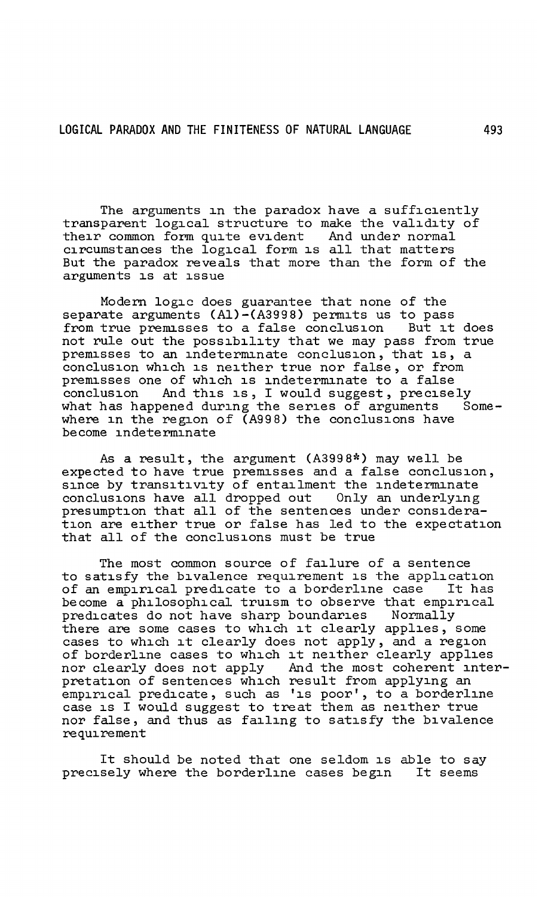The arguments in the paradox have a sufficiently transparent logical structure to make the validity of their common form quite evident And under normal circumstances the logical form is all that matters But the paradox reveals that more than the form of the arguments is at issue

Modern logic does guarantee that none of the separate arguments (A1)-(A3998) permits us to pass from true premisses to a false conclusion But it does not rule out the possibility that we may pass from true premisses to an indeterminate conclusion, that is, a conclusion which is neither true nor false, or from premisses one of which is indeterminate to a false conclusion And this is, I would suggest, precisely what has happened during the series of arguments Somewhere in the region of (A998) the conclusions have become indeterminate

As a result, the argument (A3998*) may well be expected to have true premisses and a false conclusion, since by transitivity of entailment the indeterminate conclusions have all dropped out Only an underlying presumption that all of the sentences under consideration are either true or false has led to the expectation that all of the conclusions must be true

The most common source of failure of a sentence to satisfy the bivalence requirement is the application of an empirical predicate to a borderline case It has become a philosophical truism to observe that empirical predicates do not have sharp boundaries Normally there are some cases to which it clearly applies, some cases to which it clearly does not apply, and a region of borderline cases to which it neither clearly applies nor clearly does not apply And the most coherent interpretation of sentences which result from applying an empirical predicate, such as 'is poor', to a borderline case is I would suggest to treat them as neither true nor false, and thus as failing to satisfy the bivalence requirement

It should be noted that one seldom is able to say precisely where the borderline cases begin It seems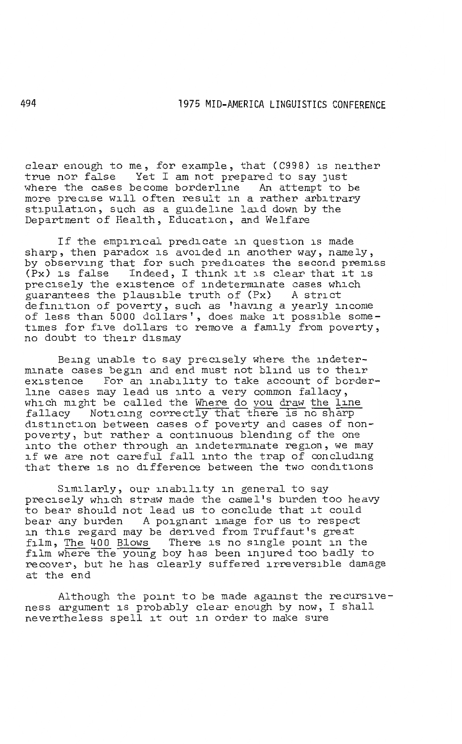clear enough to me, for example, that (C998) is neither true nor false. Yet I am not prepared to say just where the cases become borderline. An attempt to be more precise will often result in a rather arbitrary stipulation, such as a guideline laid down by the Department of Health, Education, and Welfare.

If the empirical predicate in question is made sharp, then paradox is avoided in another way, namely, by observing that for such predicates the second premiss (Px) is false. Indeed, I think it is clear that it is precisely the existence of indeterminate cases which guarantees the plausible truth of (Px). A strict definition of poverty, such as 'having a yearly income of less than 5000 dollars', does make it possible sometimes for five dollars to remove a family from poverty, no doubt to their dismay.

Being unable to say precisely where the indeterminate cases begin and end must not blind us to their existence. For an inability to take account of borderline cases may lead us into a very common fallacy, which might be called the <u>Where do you draw the line</u> fallacy. Noticing correctly that there is no sharp distinction between cases of poverty and cases of non-poverty, but rather a continuous blending of the one into the other through an indeterminate region, we may if we are not careful fall into the trap of concluding that there is no difference between the two conditions.

Similarly, our inability in general to say precisely which straw made the camel's burden too heavy to bear should not lead us to conclude that it could bear any burden. A poignant image for us to respect in this regard may be derived from Truffaut's great film, <u>The 400 Blows</u>. There is no single point in the film where the young boy has been injured too badly to recover, but he has clearly suffered irreversible damage at the end.

Although the point to be made against the recursiveness argument is probably clear enough by now, I shall nevertheless spell it out in order to make sure.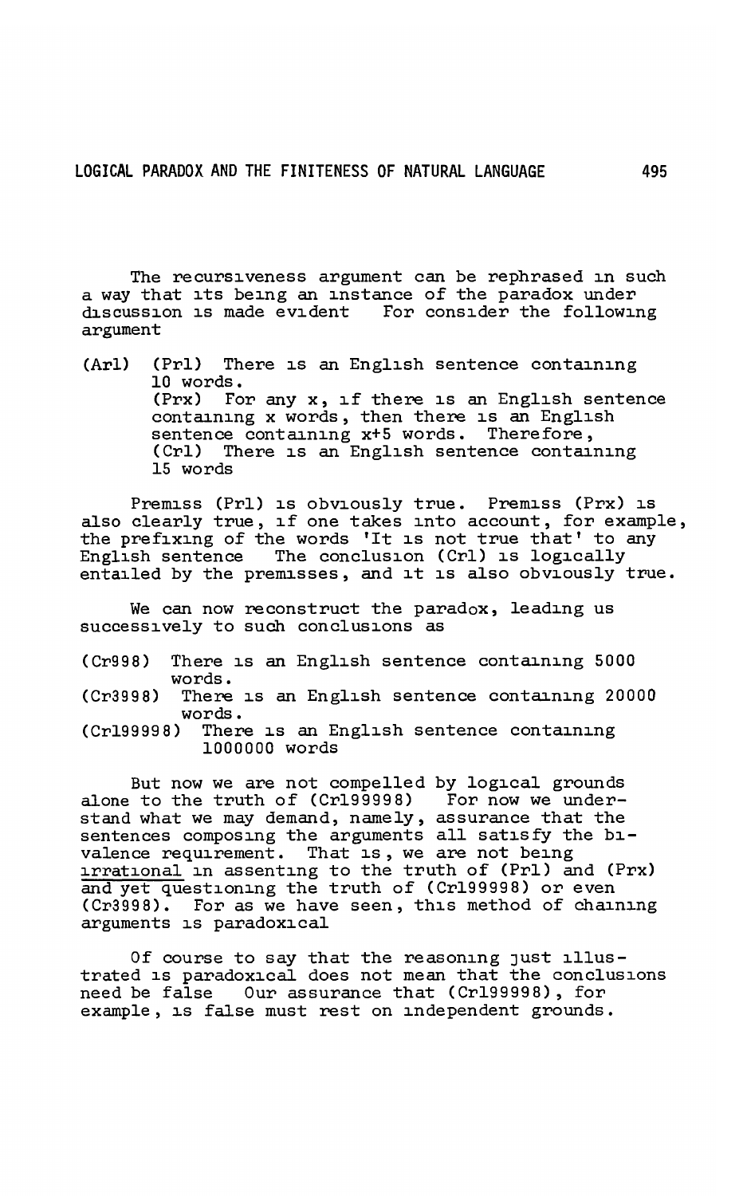The recursiveness argument can be rephrased in such a way that its being an instance of the paradox under discussion is made evident For consider the following argument

(Ar1) (Pr1) There is an English sentence containing 10 words.
(Prx) For any x, if there is an English sentence containing x words, then there is an English sentence containing x+5 words. Therefore,
(Cr1) There is an English sentence containing 15 words

Premiss (Pr1) is obviously true. Premiss (Prx) is also clearly true, if one takes into account, for example, the prefixing of the words 'It is not true that' to any English sentence The conclusion (Cr1) is logically entailed by the premisses, and it is also obviously true.

We can now reconstruct the paradox, leading us successively to such conclusions as

(Cr998) There is an English sentence containing 5000 words.
(Cr3998) There is an English sentence containing 20000 words.
(Cr199998) There is an English sentence containing 1000000 words

But now we are not compelled by logical grounds alone to the truth of (Cr199998) For now we understand what we may demand, namely, assurance that the sentences composing the arguments all satisfy the bivalence requirement. That is, we are not being <u>irrational</u> in assenting to the truth of (Pr1) and (Prx) and yet questioning the truth of (Cr199998) or even (Cr3998). For as we have seen, this method of chaining arguments is paradoxical

Of course to say that the reasoning just illustrated is paradoxical does not mean that the conclusions need be false Our assurance that (Cr199998), for example, is false must rest on independent grounds.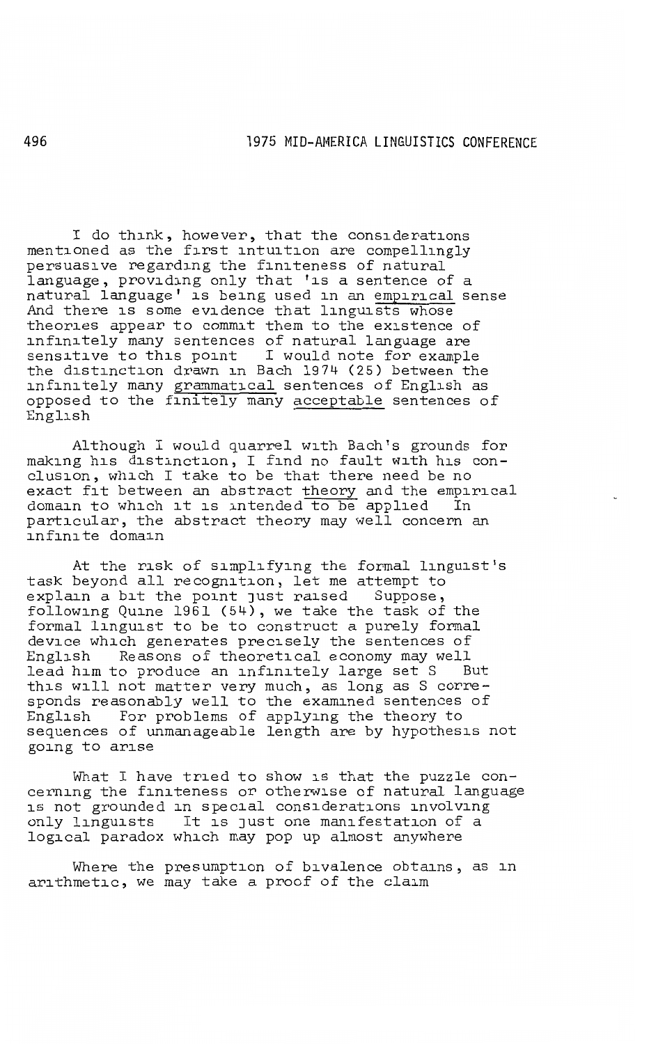I do think, however, that the considerations mentioned as the first intuition are compellingly persuasive regarding the finiteness of natural language, providing only that 'is a sentence of a natural language' is being used in an <u>empirical</u> sense And there is some evidence that linguists whose theories appear to commit them to the existence of infinitely many sentences of natural language are sensitive to this point I would note for example the distinction drawn in Bach 1974 (25) between the infinitely many <u>grammatical</u> sentences of English as opposed to the <u>finitely many</u> <u>acceptable</u> sentences of English

Although I would quarrel with Bach's grounds for making his distinction, I find no fault with his conclusion, which I take to be that there need be no exact fit between an abstract <u>theory</u> and the empirical domain to which it is <u>intended to be</u> applied In particular, the abstract theory may well concern an infinite domain

At the risk of simplifying the formal linguist's task beyond all recognition, let me attempt to explain a bit the point just raised Suppose, following Quine 1961 (54), we take the task of the formal linguist to be to construct a purely formal device which generates precisely the sentences of English Reasons of theoretical economy may well lead him to produce an infinitely large set S But this will not matter very much, as long as S corresponds reasonably well to the examined sentences of English For problems of applying the theory to sequences of unmanageable length are by hypothesis not going to arise

What I have tried to show is that the puzzle concerning the finiteness or otherwise of natural language is not grounded in special considerations involving only linguists It is just one manifestation of a logical paradox which may pop up almost anywhere

Where the presumption of bivalence obtains, as in arithmetic, we may take a proof of the claim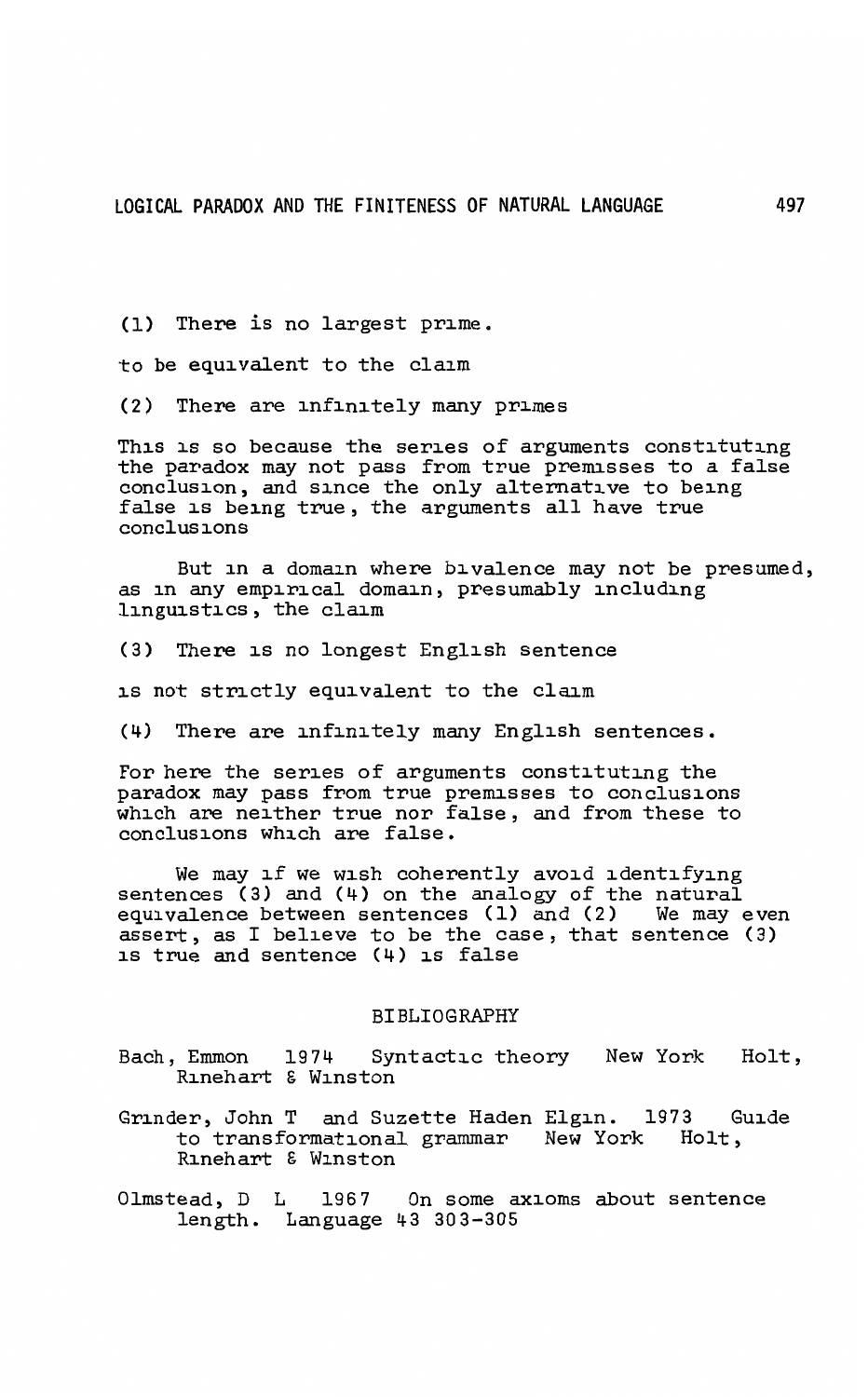(1) There is no largest prime.

to be equivalent to the claim

(2) There are infinitely many primes

This is so because the series of arguments constituting the paradox may not pass from true premisses to a false conclusion, and since the only alternative to being false is being true, the arguments all have true conclusions

But in a domain where bivalence may not be presumed, as in any empirical domain, presumably including linguistics, the claim

(3) There is no longest English sentence

is not strictly equivalent to the claim

(4) There are infinitely many English sentences.

For here the series of arguments constituting the paradox may pass from true premisses to conclusions which are neither true nor false, and from these to conclusions which are false.

We may if we wish coherently avoid identifying sentences (3) and (4) on the analogy of the natural equivalence between sentences (1) and (2) We may even assert, as I believe to be the case, that sentence (3) is true and sentence (4) is false

## BIBLIOGRAPHY

Bach, Emmon 1974 Syntactic theory New York Holt, Rinehart & Winston

Grinder, John T and Suzette Haden Elgin. 1973 Guide to transformational grammar New York Holt, Rinehart & Winston

Olmstead, D L 1967 On some axioms about sentence length. Language 43 303-305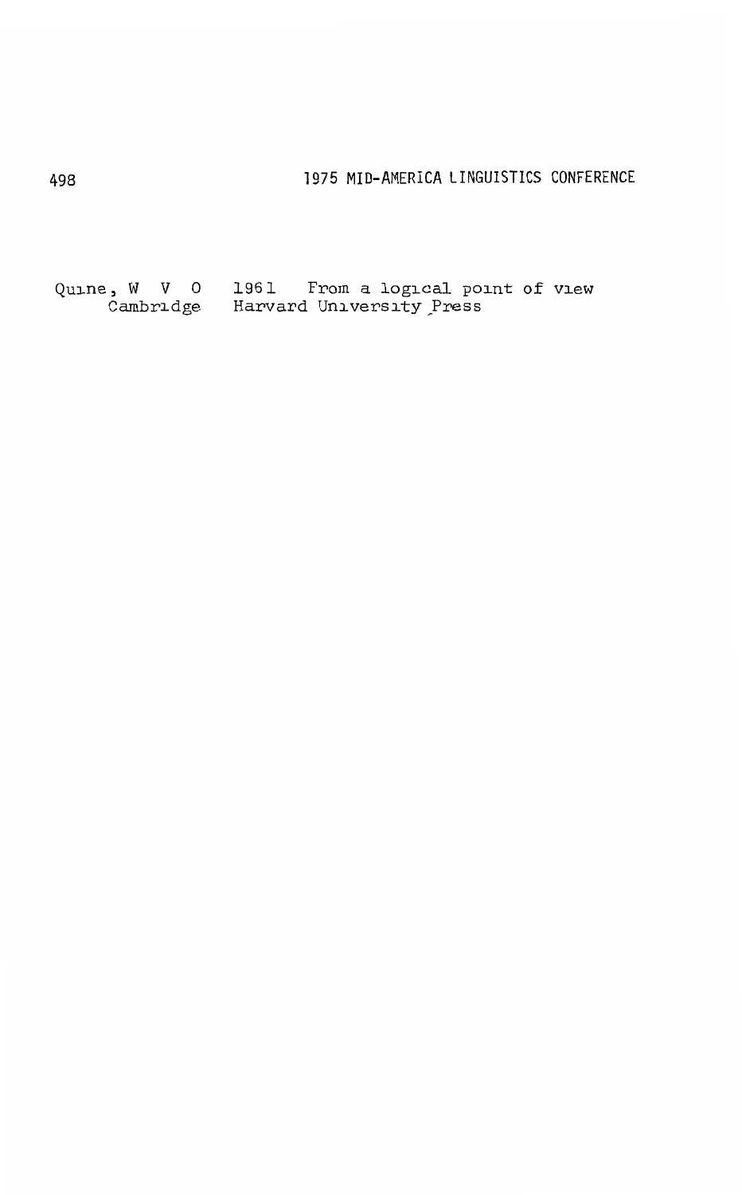Quine, W V O 1961 From a logical point of view
Cambridge Harvard University Press